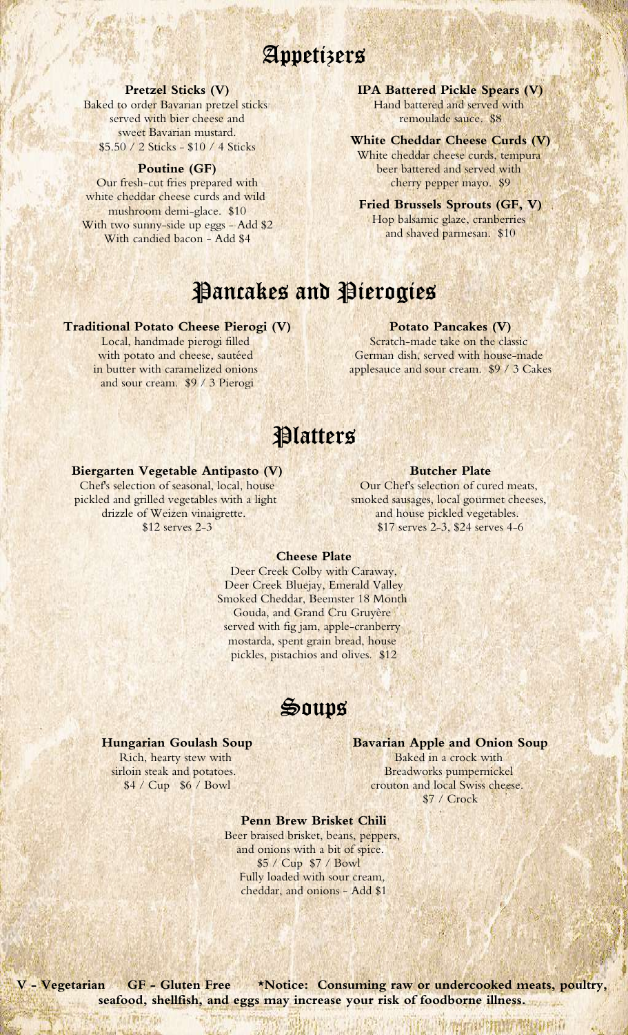# Appetizers

**Pretzel Sticks (V)**
Baked to order Bavarian pretzel sticks served with bier cheese and sweet Bavarian mustard.
$5.50 / 2 Sticks - $10 / 4 Sticks

**Poutine (GF)**
Our fresh-cut fries prepared with white cheddar cheese curds and wild mushroom demi-glace. $10
With two sunny-side up eggs - Add $2
With candied bacon - Add $4

**IPA Battered Pickle Spears (V)**
Hand battered and served with remoulade sauce. $8

**White Cheddar Cheese Curds (V)**
White cheddar cheese curds, tempura beer battered and served with cherry pepper mayo. $9

**Fried Brussels Sprouts (GF, V)**
Hop balsamic glaze, cranberries and shaved parmesan. $10

# Pancakes and Pierogies

**Traditional Potato Cheese Pierogi (V)**
Local, handmade pierogi filled with potato and cheese, sautéed in butter with caramelized onions and sour cream. $9 / 3 Pierogi

**Potato Pancakes (V)**
Scratch-made take on the classic German dish, served with house-made applesauce and sour cream. $9 / 3 Cakes

# Platters

**Biergarten Vegetable Antipasto (V)**
Chef's selection of seasonal, local, house pickled and grilled vegetables with a light drizzle of Weizen vinaigrette.
$12 serves 2-3

**Butcher Plate**
Our Chef's selection of cured meats, smoked sausages, local gourmet cheeses, and house pickled vegetables.
$17 serves 2-3, $24 serves 4-6

**Cheese Plate**
Deer Creek Colby with Caraway, Deer Creek Bluejay, Emerald Valley Smoked Cheddar, Beemster 18 Month Gouda, and Grand Cru Gruyère served with fig jam, apple-cranberry mostarda, spent grain bread, house pickles, pistachios and olives. $12

# Soups

**Hungarian Goulash Soup**
Rich, hearty stew with sirloin steak and potatoes.
$4 / Cup $6 / Bowl

**Bavarian Apple and Onion Soup**
Baked in a crock with Breadworks pumpernickel crouton and local Swiss cheese.
$7 / Crock

**Penn Brew Brisket Chili**
Beer braised brisket, beans, peppers, and onions with a bit of spice.
$5 / Cup $7 / Bowl
Fully loaded with sour cream, cheddar, and onions - Add $1

**V - Vegetarian GF - Gluten Free *Notice: Consuming raw or undercooked meats, poultry, seafood, shellfish, and eggs may increase your risk of foodborne illness.**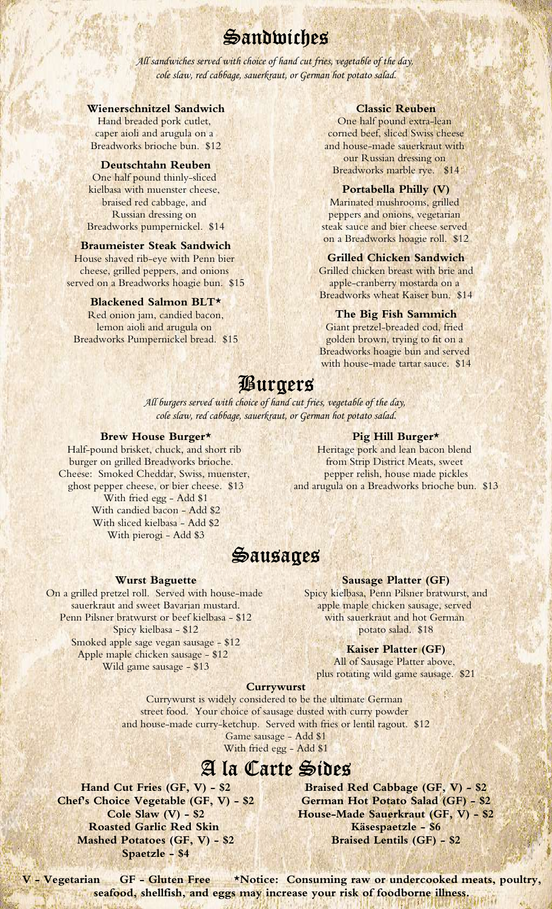# Sandwiches

*All sandwiches served with choice of hand cut fries, vegetable of the day, cole slaw, red cabbage, sauerkraut, or German hot potato salad.*

**Wienerschnitzel Sandwich**
Hand breaded pork cutlet, caper aioli and arugula on a Breadworks brioche bun. $12

**Deutschtahn Reuben**
One half pound thinly-sliced kielbasa with muenster cheese, braised red cabbage, and Russian dressing on Breadworks pumpernickel. $14

**Braumeister Steak Sandwich**
House shaved rib-eye with Penn bier cheese, grilled peppers, and onions served on a Breadworks hoagie bun. $15

**Blackened Salmon BLT***
Red onion jam, candied bacon, lemon aioli and arugula on Breadworks Pumpernickel bread. $15

**Classic Reuben**
One half pound extra-lean corned beef, sliced Swiss cheese and house-made sauerkraut with our Russian dressing on Breadworks marble rye. $14

**Portabella Philly (V)**
Marinated mushrooms, grilled peppers and onions, vegetarian steak sauce and bier cheese served on a Breadworks hoagie roll. $12

**Grilled Chicken Sandwich**
Grilled chicken breast with brie and apple-cranberry mostarda on a Breadworks wheat Kaiser bun. $14

**The Big Fish Sammich**
Giant pretzel-breaded cod, fried golden brown, trying to fit on a Breadworks hoagie bun and served with house-made tartar sauce. $14

# Burgers

*All burgers served with choice of hand cut fries, vegetable of the day, cole slaw, red cabbage, sauerkraut, or German hot potato salad.*

**Brew House Burger***
Half-pound brisket, chuck, and short rib burger on grilled Breadworks brioche.
Cheese: Smoked Cheddar, Swiss, muenster, ghost pepper cheese, or bier cheese. $13
With fried egg - Add $1
With candied bacon - Add $2
With sliced kielbasa - Add $2
With pierogi - Add $3

**Pig Hill Burger***
Heritage pork and lean bacon blend from Strip District Meats, sweet pepper relish, house made pickles and arugula on a Breadworks brioche bun. $13

# Sausages

**Wurst Baguette**
On a grilled pretzel roll. Served with house-made sauerkraut and sweet Bavarian mustard.
Penn Pilsner bratwurst or beef kielbasa - $12
Spicy kielbasa - $12
Smoked apple sage vegan sausage - $12
Apple maple chicken sausage - $12
Wild game sausage - $13

**Sausage Platter (GF)**
Spicy kielbasa, Penn Pilsner bratwurst, and apple maple chicken sausage, served with sauerkraut and hot German potato salad. $18

**Kaiser Platter (GF)**
All of Sausage Platter above, plus rotating wild game sausage. $21

**Currywurst**
Currywurst is widely considered to be the ultimate German street food. Your choice of sausage dusted with curry powder and house-made curry-ketchup. Served with fries or lentil ragout. $12
Game sausage - Add $1
With fried egg - Add $1

# A la Carte Sides

**Hand Cut Fries (GF, V) - $2**
**Chef's Choice Vegetable (GF, V) - $2**
**Cole Slaw (V) - $2**
**Roasted Garlic Red Skin Mashed Potatoes (GF, V) - $2**
**Spaetzle - $4**
**Braised Red Cabbage (GF, V) - $2**
**German Hot Potato Salad (GF) - $2**
**House-Made Sauerkraut (GF, V) - $2**
**Käsespaetzle - $6**
**Braised Lentils (GF) - $2**

**V - Vegetarian GF - Gluten Free *Notice: Consuming raw or undercooked meats, poultry, seafood, shellfish, and eggs may increase your risk of foodborne illness.**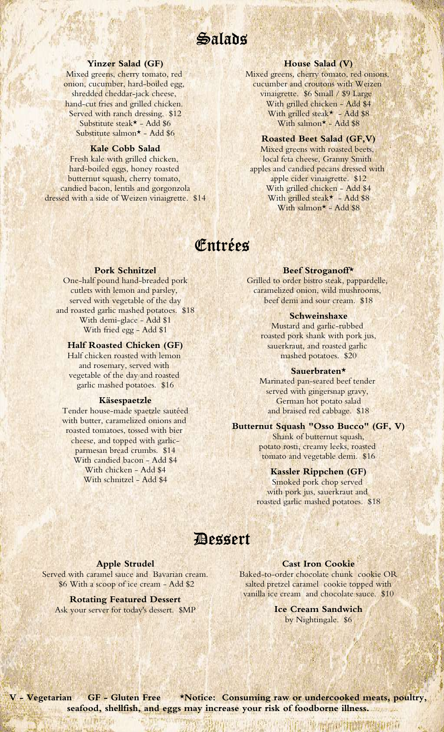# Salads

### Yinzer Salad (GF)

Mixed greens, cherry tomato, red onion, cucumber, hard-boiled egg, shredded cheddar-jack cheese, hand-cut fries and grilled chicken. Served with ranch dressing. $12
Substitute steak* - Add $6
Substitute salmon* - Add $6

### Kale Cobb Salad

Fresh kale with grilled chicken, hard-boiled eggs, honey roasted butternut squash, cherry tomato, candied bacon, lentils and gorgonzola dressed with a side of Weizen vinaigrette. $14

### House Salad (V)

Mixed greens, cherry tomato, red onions, cucumber and croutons with Weizen vinaigrette. $6 Small / $9 Large
With grilled chicken - Add $4
With grilled steak* - Add $8
With salmon* - Add $8

### Roasted Beet Salad (GF,V)

Mixed greens with roasted beets, local feta cheese, Granny Smith apples and candied pecans dressed with apple cider vinaigrette. $12
With grilled chicken - Add $4
With grilled steak* - Add $8
With salmon* - Add $8

# Entrées

### Pork Schnitzel

One-half pound hand-breaded pork cutlets with lemon and parsley, served with vegetable of the day and roasted garlic mashed potatoes. $18
With demi-glace - Add $1
With fried egg - Add $1

### Half Roasted Chicken (GF)

Half chicken roasted with lemon and rosemary, served with vegetable of the day and roasted garlic mashed potatoes. $16

### Käsespaetzle

Tender house-made spaetzle sautéed with butter, caramelized onions and roasted tomatoes, tossed with bier cheese, and topped with garlic-parmesan bread crumbs. $14
With candied bacon - Add $4
With chicken - Add $4
With schnitzel - Add $4

### Beef Stroganoff*

Grilled to order bistro steak, pappardelle, caramelized onion, wild mushrooms, beef demi and sour cream. $18

### Schweinshaxe

Mustard and garlic-rubbed roasted pork shank with pork jus, sauerkraut, and roasted garlic mashed potatoes. $20

### Sauerbraten*

Marinated pan-seared beef tender served with gingersnap gravy, German hot potato salad and braised red cabbage. $18

### Butternut Squash "Osso Bucco" (GF, V)

Shank of butternut squash, potato rosti, creamy leeks, roasted tomato and vegetable demi. $16

### Kassler Rippchen (GF)

Smoked pork chop served with pork jus, sauerkraut and roasted garlic mashed potatoes. $18

# Dessert

### Apple Strudel

Served with caramel sauce and Bavarian cream. $6 With a scoop of ice cream - Add $2

### Rotating Featured Dessert

Ask your server for today's dessert. $MP

### Cast Iron Cookie

Baked-to-order chocolate chunk cookie OR salted pretzel caramel cookie topped with vanilla ice cream and chocolate sauce. $10

### Ice Cream Sandwich

by Nightingale. $6

**V - Vegetarian GF - Gluten Free *Notice: Consuming raw or undercooked meats, poultry, seafood, shellfish, and eggs may increase your risk of foodborne illness.**